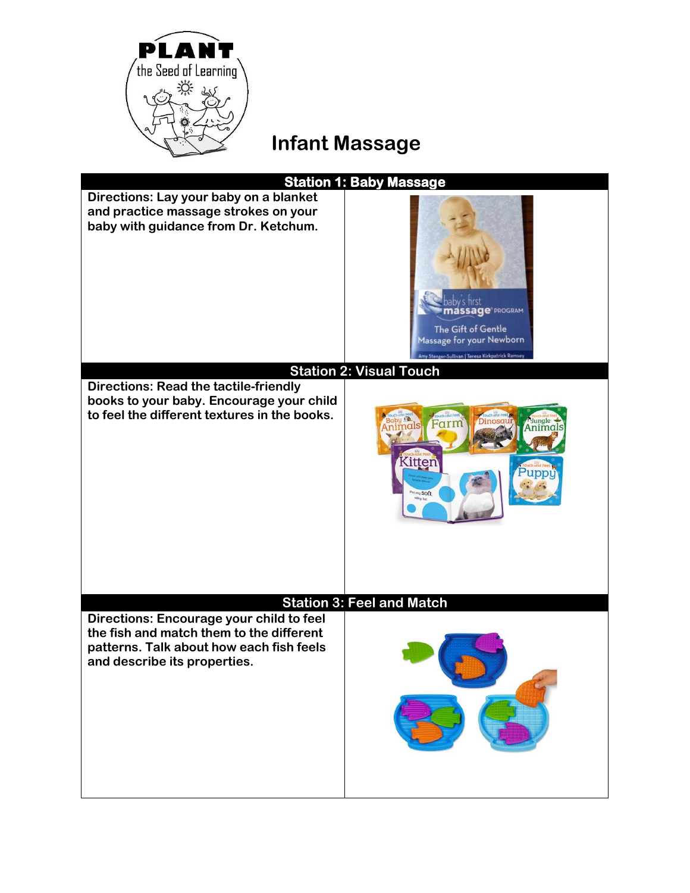# Infant Massage

| Station 1: Baby Massage | |
|---|---|
| **Directions: Lay your baby on a blanket and practice massage strokes on your baby with guidance from Dr. Ketchum.** | |

| Station 2: Visual Touch | |
|---|---|
| **Directions: Read the tactile-friendly books to your baby. Encourage your child to feel the different textures in the books.** | |

| Station 3: Feel and Match | |
|---|---|
| **Directions: Encourage your child to feel the fish and match them to the different patterns. Talk about how each fish feels and describe its properties.** | |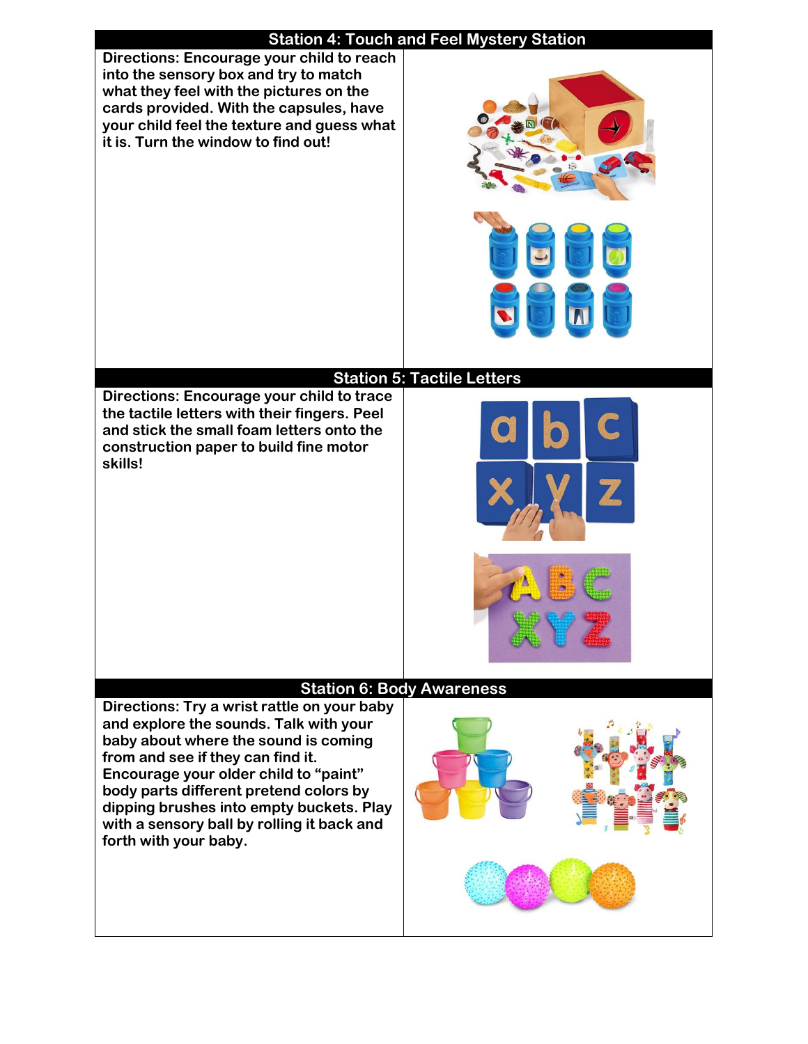## Station 4: Touch and Feel Mystery Station

**Directions: Encourage your child to reach into the sensory box and try to match what they feel with the pictures on the cards provided. With the capsules, have your child feel the texture and guess what it is. Turn the window to find out!**

## Station 5: Tactile Letters

**Directions: Encourage your child to trace the tactile letters with their fingers. Peel and stick the small foam letters onto the construction paper to build fine motor skills!**

## Station 6: Body Awareness

**Directions: Try a wrist rattle on your baby and explore the sounds. Talk with your baby about where the sound is coming from and see if they can find it. Encourage your older child to "paint" body parts different pretend colors by dipping brushes into empty buckets. Play with a sensory ball by rolling it back and forth with your baby.**